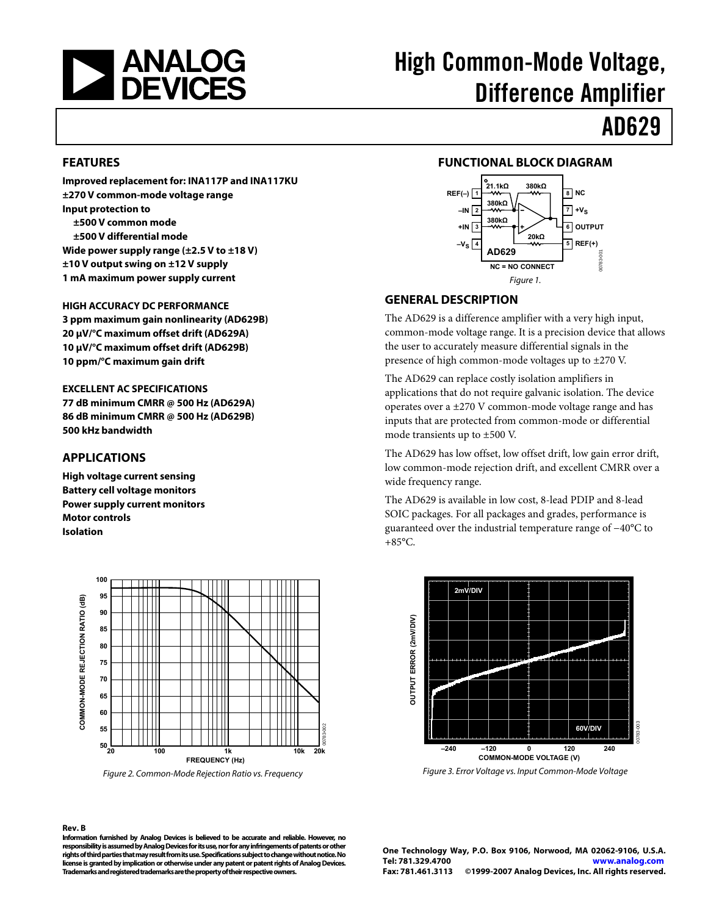# High Common-Mode Voltage, Difference Amplifier

# AD629

## FEATURES

**Improved replacement for: INA117P and INA117KU**
**±270 V common-mode voltage range**
**Input protection to**
**±500 V common mode**
**±500 V differential mode**
**Wide power supply range (±2.5 V to ±18 V)**
**±10 V output swing on ±12 V supply**
**1 mA maximum power supply current**

**HIGH ACCURACY DC PERFORMANCE**
**3 ppm maximum gain nonlinearity (AD629B)**
**20 µV/°C maximum offset drift (AD629A)**
**10 µV/°C maximum offset drift (AD629B)**
**10 ppm/°C maximum gain drift**

**EXCELLENT AC SPECIFICATIONS**
**77 dB minimum CMRR @ 500 Hz (AD629A)**
**86 dB minimum CMRR @ 500 Hz (AD629B)**
**500 kHz bandwidth**

## APPLICATIONS

**High voltage current sensing**
**Battery cell voltage monitors**
**Power supply current monitors**
**Motor controls**
**Isolation**

## FUNCTIONAL BLOCK DIAGRAM

*Figure 1.*

## GENERAL DESCRIPTION

The AD629 is a difference amplifier with a very high input, common-mode voltage range. It is a precision device that allows the user to accurately measure differential signals in the presence of high common-mode voltages up to ±270 V.

The AD629 can replace costly isolation amplifiers in applications that do not require galvanic isolation. The device operates over a ±270 V common-mode voltage range and has inputs that are protected from common-mode or differential mode transients up to ±500 V.

The AD629 has low offset, low offset drift, low gain error drift, low common-mode rejection drift, and excellent CMRR over a wide frequency range.

The AD629 is available in low cost, 8-lead PDIP and 8-lead SOIC packages. For all packages and grades, performance is guaranteed over the industrial temperature range of −40°C to +85°C.

*Figure 2. Common-Mode Rejection Ratio vs. Frequency*

*Figure 3. Error Voltage vs. Input Common-Mode Voltage*

**Rev. B**

**Information furnished by Analog Devices is believed to be accurate and reliable. However, no responsibility is assumed by Analog Devices for its use, nor for any infringements of patents or other rights of third parties that may result from its use. Specifications subject to change without notice. No license is granted by implication or otherwise under any patent or patent rights of Analog Devices. Trademarks and registered trademarks are the property of their respective owners.**

**One Technology Way, P.O. Box 9106, Norwood, MA 02062-9106, U.S.A.**
**Tel: 781.329.4700 www.analog.com**
**Fax: 781.461.3113 ©1999-2007 Analog Devices, Inc. All rights reserved.**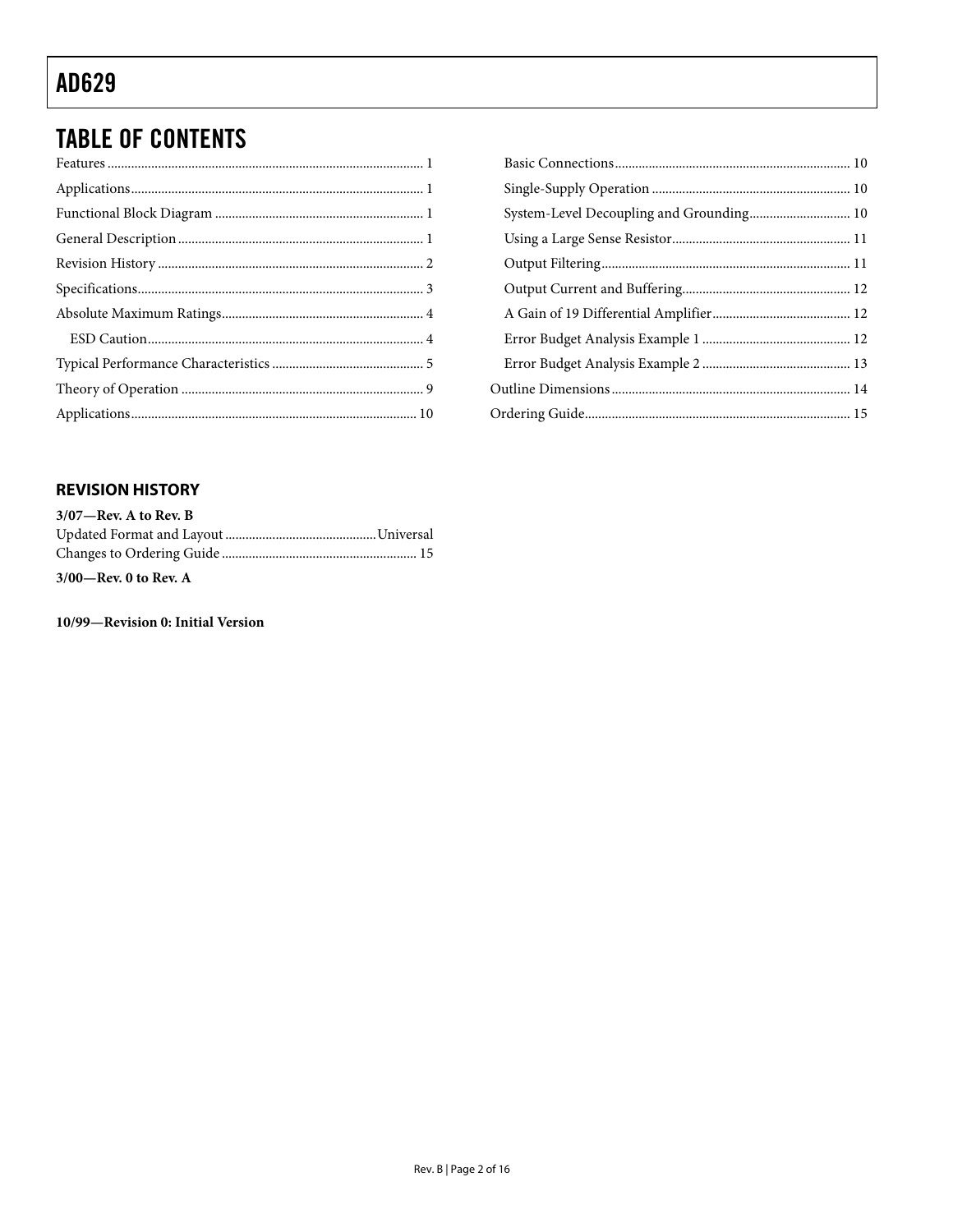## TABLE OF CONTENTS

Features ... 1
Applications ... 1
Functional Block Diagram ... 1
General Description ... 1
Revision History ... 2
Specifications ... 3
Absolute Maximum Ratings ... 4
- ESD Caution ... 4

Typical Performance Characteristics ... 5
Theory of Operation ... 9
Applications ... 10
- Basic Connections ... 10
- Single-Supply Operation ... 10
- System-Level Decoupling and Grounding ... 10
- Using a Large Sense Resistor ... 11
- Output Filtering ... 11
- Output Current and Buffering ... 12
- A Gain of 19 Differential Amplifier ... 12
- Error Budget Analysis Example 1 ... 12
- Error Budget Analysis Example 2 ... 13

Outline Dimensions ... 14
Ordering Guide ... 15

### REVISION HISTORY

**3/07—Rev. A to Rev. B**

Updated Format and Layout ... Universal
Changes to Ordering Guide ... 15

**3/00—Rev. 0 to Rev. A**

**10/99—Revision 0: Initial Version**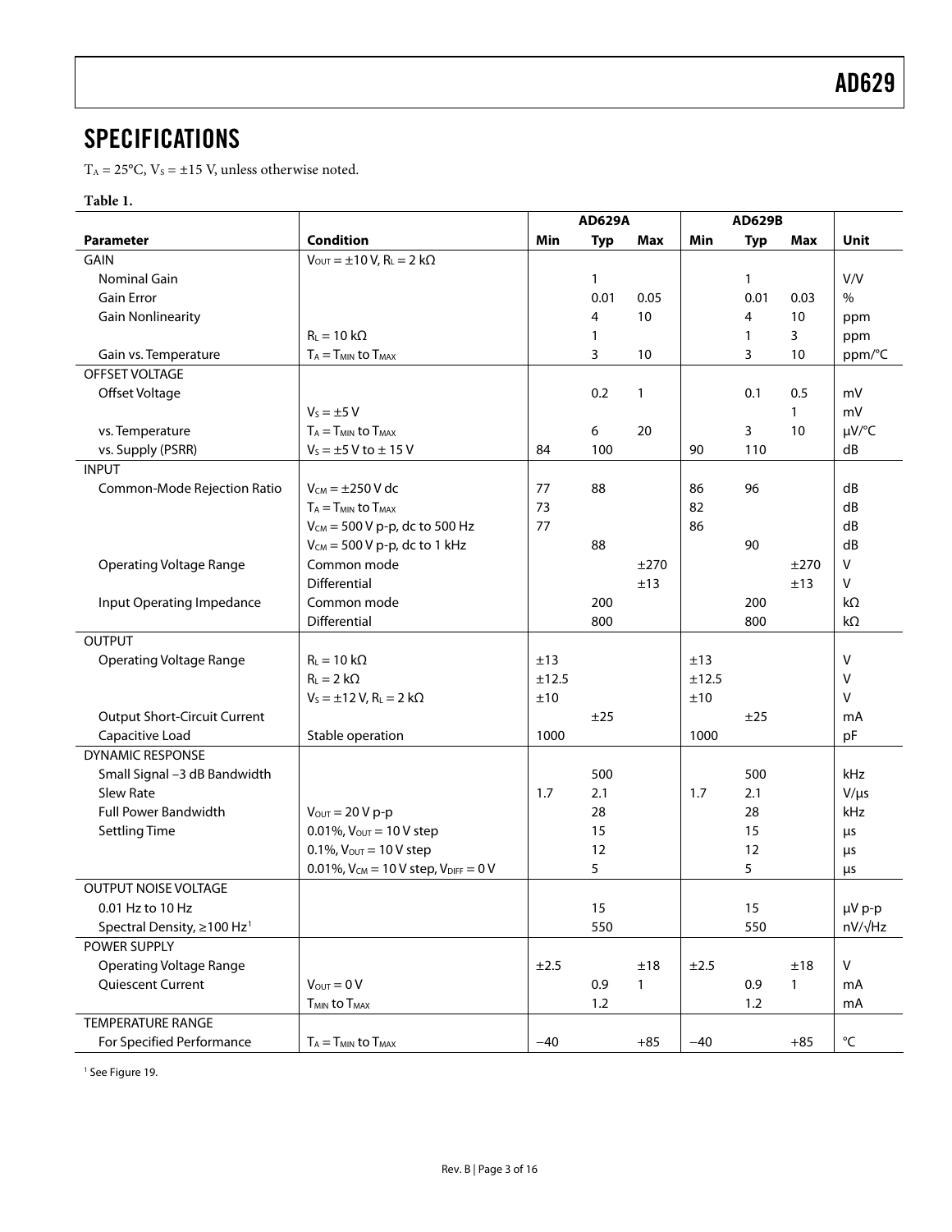## SPECIFICATIONS

$T_A = 25°C$, $V_S = ±15$ V, unless otherwise noted.

**Table 1.**

| | | AD629A | | | AD629B | | | |
|---|---|---|---|---|---|---|---|---|
| **Parameter** | **Condition** | **Min** | **Typ** | **Max** | **Min** | **Typ** | **Max** | **Unit** |
| GAIN | $V_{OUT} = ±10$ V, $R_L = 2$ kΩ | | | | | | | |
| Nominal Gain | | | 1 | | | 1 | | V/V |
| Gain Error | | | 0.01 | 0.05 | | 0.01 | 0.03 | % |
| Gain Nonlinearity | | | 4 | 10 | | 4 | 10 | ppm |
| | $R_L = 10$ kΩ | | 1 | | | 1 | 3 | ppm |
| Gain vs. Temperature | $T_A = T_{MIN}$ to $T_{MAX}$ | | 3 | 10 | | 3 | 10 | ppm/°C |
| OFFSET VOLTAGE | | | | | | | | |
| Offset Voltage | | | 0.2 | 1 | | 0.1 | 0.5 | mV |
| | $V_S = ±5$ V | | | | | | 1 | mV |
| vs. Temperature | $T_A = T_{MIN}$ to $T_{MAX}$ | | 6 | 20 | | 3 | 10 | μV/°C |
| vs. Supply (PSRR) | $V_S = ±5$ V to ± 15 V | 84 | 100 | | 90 | 110 | | dB |
| INPUT | | | | | | | | |
| Common-Mode Rejection Ratio | $V_{CM} = ±250$ V dc | 77 | 88 | | 86 | 96 | | dB |
| | $T_A = T_{MIN}$ to $T_{MAX}$ | 73 | | | 82 | | | dB |
| | $V_{CM} = 500$ V p-p, dc to 500 Hz | 77 | | | 86 | | | dB |
| | $V_{CM} = 500$ V p-p, dc to 1 kHz | | 88 | | | 90 | | dB |
| Operating Voltage Range | Common mode | | | ±270 | | | ±270 | V |
| | Differential | | | ±13 | | | ±13 | V |
| Input Operating Impedance | Common mode | | 200 | | | 200 | | kΩ |
| | Differential | | 800 | | | 800 | | kΩ |
| OUTPUT | | | | | | | | |
| Operating Voltage Range | $R_L = 10$ kΩ | ±13 | | | ±13 | | | V |
| | $R_L = 2$ kΩ | ±12.5 | | | ±12.5 | | | V |
| | $V_S = ±12$ V, $R_L = 2$ kΩ | ±10 | | | ±10 | | | V |
| Output Short-Circuit Current | | | ±25 | | | ±25 | | mA |
| Capacitive Load | Stable operation | 1000 | | | 1000 | | | pF |
| DYNAMIC RESPONSE | | | | | | | | |
| Small Signal −3 dB Bandwidth | | | 500 | | | 500 | | kHz |
| Slew Rate | | 1.7 | 2.1 | | 1.7 | 2.1 | | V/μs |
| Full Power Bandwidth | $V_{OUT} = 20$ V p-p | | 28 | | | 28 | | kHz |
| Settling Time | 0.01%, $V_{OUT} = 10$ V step | | 15 | | | 15 | | μs |
| | 0.1%, $V_{OUT} = 10$ V step | | 12 | | | 12 | | μs |
| | 0.01%, $V_{CM} = 10$ V step, $V_{DIFF} = 0$ V | | 5 | | | 5 | | μs |
| OUTPUT NOISE VOLTAGE | | | | | | | | |
| 0.01 Hz to 10 Hz | | | 15 | | | 15 | | μV p-p |
| Spectral Density, ≥100 Hz[1] | | | 550 | | | 550 | | nV/√Hz |
| POWER SUPPLY | | | | | | | | |
| Operating Voltage Range | | ±2.5 | | ±18 | ±2.5 | | ±18 | V |
| Quiescent Current | $V_{OUT} = 0$ V | | 0.9 | 1 | | 0.9 | 1 | mA |
| | $T_{MIN}$ to $T_{MAX}$ | | 1.2 | | | 1.2 | | mA |
| TEMPERATURE RANGE | | | | | | | | |
| For Specified Performance | $T_A = T_{MIN}$ to $T_{MAX}$ | −40 | | +85 | −40 | | +85 | °C |

[1] See Figure 19.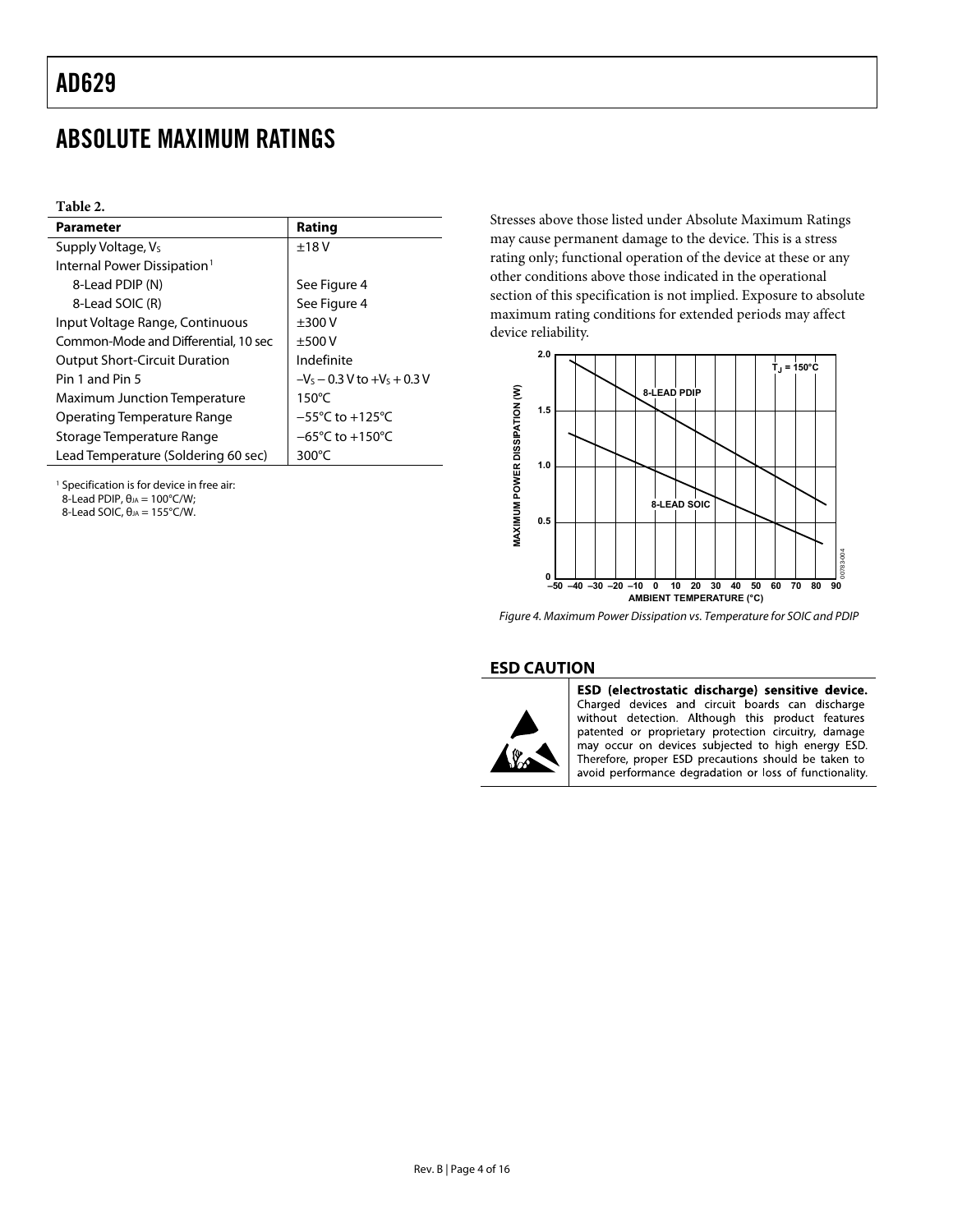# ABSOLUTE MAXIMUM RATINGS

**Table 2.**

| Parameter | Rating |
|---|---|
| Supply Voltage, $V_S$ | ±18 V |
| Internal Power Dissipation[1] | |
| 8-Lead PDIP (N) | See Figure 4 |
| 8-Lead SOIC (R) | See Figure 4 |
| Input Voltage Range, Continuous | ±300 V |
| Common-Mode and Differential, 10 sec | ±500 V |
| Output Short-Circuit Duration | Indefinite |
| Pin 1 and Pin 5 | $-V_S - 0.3$ V to $+V_S + 0.3$ V |
| Maximum Junction Temperature | 150°C |
| Operating Temperature Range | −55°C to +125°C |
| Storage Temperature Range | −65°C to +150°C |
| Lead Temperature (Soldering 60 sec) | 300°C |

[1] Specification is for device in free air:
8-Lead PDIP, $\theta_{JA}$ = 100°C/W;
8-Lead SOIC, $\theta_{JA}$ = 155°C/W.

Stresses above those listed under Absolute Maximum Ratings may cause permanent damage to the device. This is a stress rating only; functional operation of the device at these or any other conditions above those indicated in the operational section of this specification is not implied. Exposure to absolute maximum rating conditions for extended periods may affect device reliability.

*Figure 4. Maximum Power Dissipation vs. Temperature for SOIC and PDIP*

## ESD CAUTION

**ESD (electrostatic discharge) sensitive device.** Charged devices and circuit boards can discharge without detection. Although this product features patented or proprietary protection circuitry, damage may occur on devices subjected to high energy ESD. Therefore, proper ESD precautions should be taken to avoid performance degradation or loss of functionality.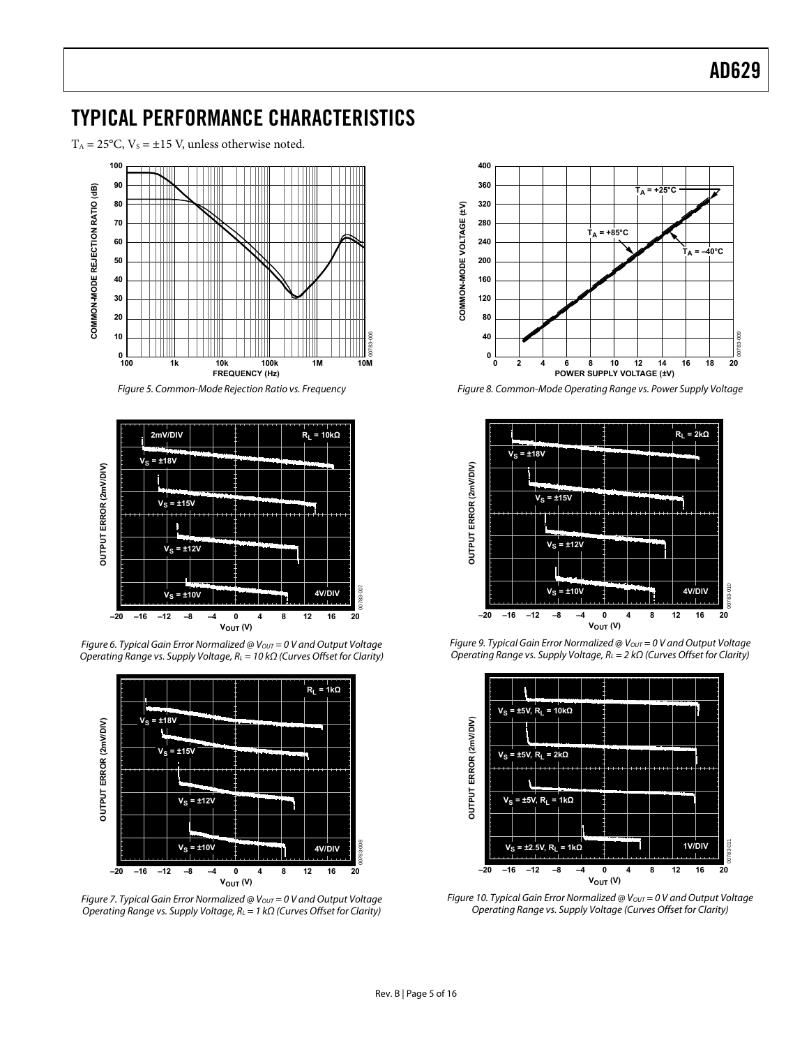## TYPICAL PERFORMANCE CHARACTERISTICS

$T_A$ = 25°C, $V_S$ = ±15 V, unless otherwise noted.

*Figure 5. Common-Mode Rejection Ratio vs. Frequency*

*Figure 6. Typical Gain Error Normalized @ $V_{OUT}$ = 0 V and Output Voltage Operating Range vs. Supply Voltage, $R_L$ = 10 kΩ (Curves Offset for Clarity)*

*Figure 7. Typical Gain Error Normalized @ $V_{OUT}$ = 0 V and Output Voltage Operating Range vs. Supply Voltage, $R_L$ = 1 kΩ (Curves Offset for Clarity)*

*Figure 8. Common-Mode Operating Range vs. Power Supply Voltage*

*Figure 9. Typical Gain Error Normalized @ $V_{OUT}$ = 0 V and Output Voltage Operating Range vs. Supply Voltage, $R_L$ = 2 kΩ (Curves Offset for Clarity)*

*Figure 10. Typical Gain Error Normalized @ $V_{OUT}$ = 0 V and Output Voltage Operating Range vs. Supply Voltage (Curves Offset for Clarity)*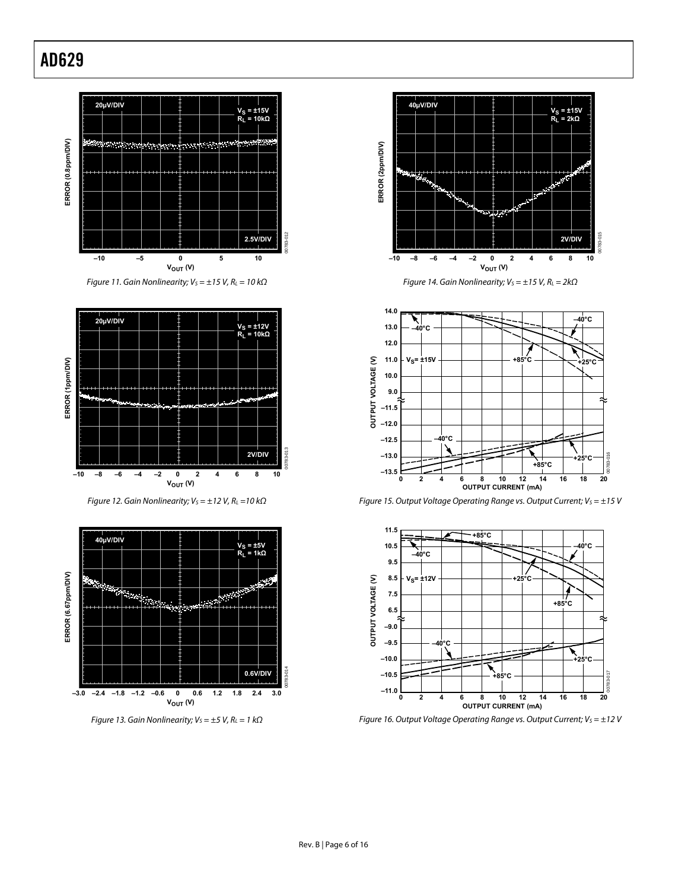Figure 11. Gain Nonlinearity; $V_S = \pm 15$ V, $R_L = 10$ kΩ

Figure 12. Gain Nonlinearity; $V_S = \pm 12$ V, $R_L = 10$ kΩ

Figure 13. Gain Nonlinearity; $V_S = \pm 5$ V, $R_L = 1$ kΩ

Figure 14. Gain Nonlinearity; $V_S = \pm 15$ V, $R_L = 2$kΩ

Figure 15. Output Voltage Operating Range vs. Output Current; $V_S = \pm 15$ V

Figure 16. Output Voltage Operating Range vs. Output Current; $V_S = \pm 12$ V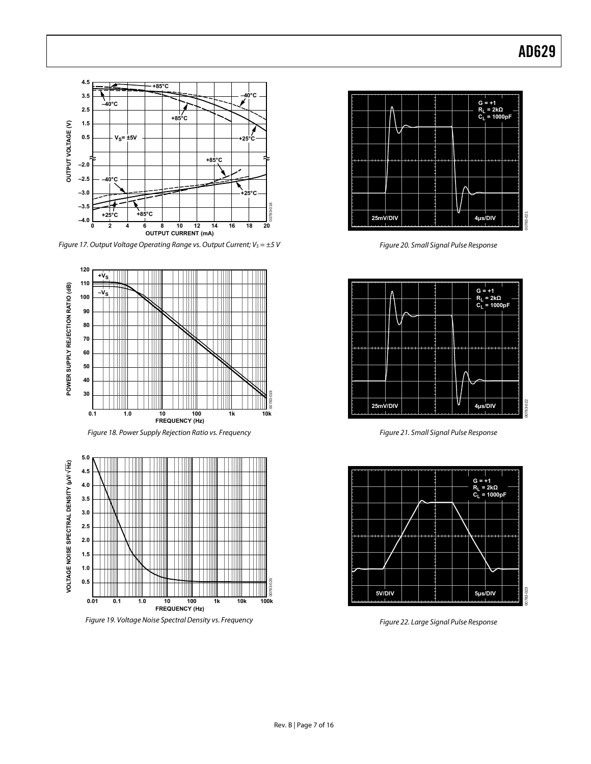Figure 17. Output Voltage Operating Range vs. Output Current; $V_S = \pm 5$ V

Figure 18. Power Supply Rejection Ratio vs. Frequency

Figure 19. Voltage Noise Spectral Density vs. Frequency

Figure 20. Small Signal Pulse Response

Figure 21. Small Signal Pulse Response

Figure 22. Large Signal Pulse Response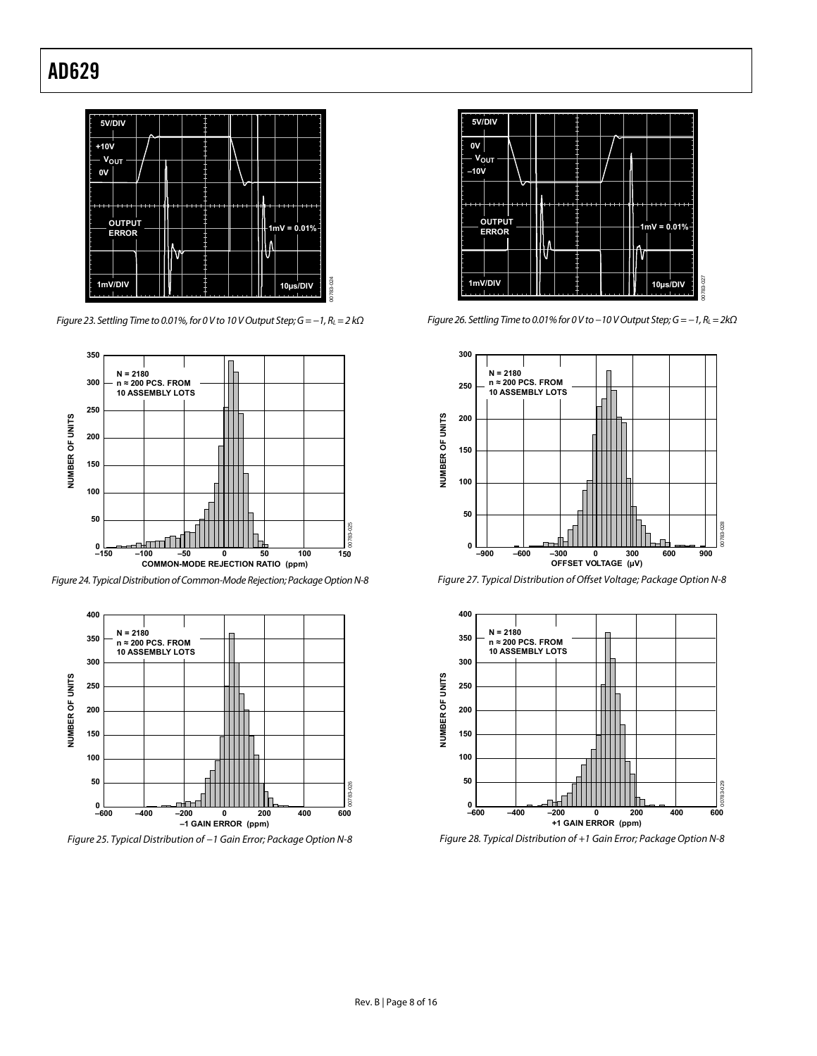Figure 23. Settling Time to 0.01%, for 0 V to 10 V Output Step; G = −1, $R_L$ = 2 kΩ

Figure 24. Typical Distribution of Common-Mode Rejection; Package Option N-8

Figure 25. Typical Distribution of −1 Gain Error; Package Option N-8

Figure 26. Settling Time to 0.01% for 0 V to −10 V Output Step; G = −1, $R_L$ = 2kΩ

Figure 27. Typical Distribution of Offset Voltage; Package Option N-8

Figure 28. Typical Distribution of +1 Gain Error; Package Option N-8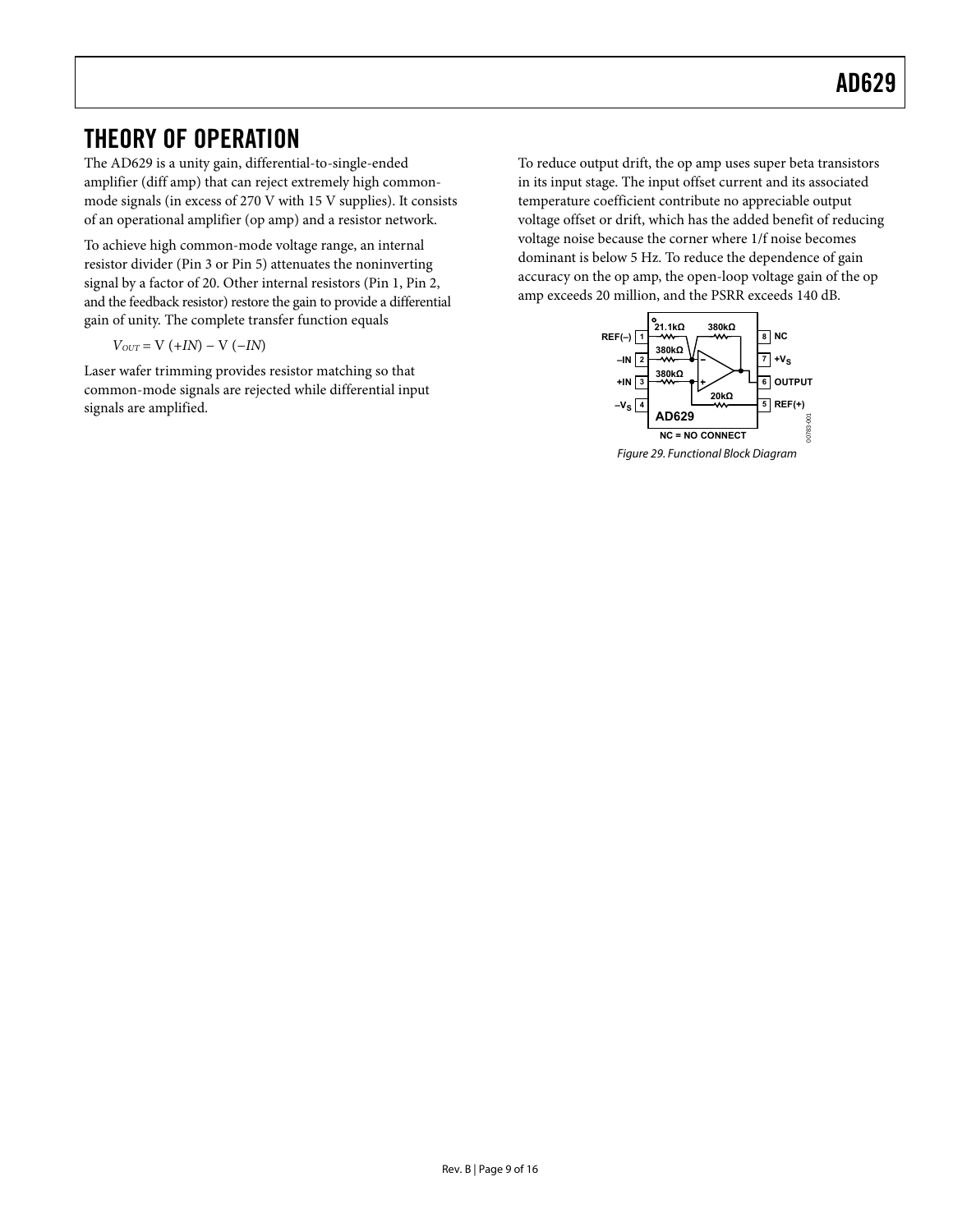# THEORY OF OPERATION

The AD629 is a unity gain, differential-to-single-ended amplifier (diff amp) that can reject extremely high common-mode signals (in excess of 270 V with 15 V supplies). It consists of an operational amplifier (op amp) and a resistor network.

To achieve high common-mode voltage range, an internal resistor divider (Pin 3 or Pin 5) attenuates the noninverting signal by a factor of 20. Other internal resistors (Pin 1, Pin 2, and the feedback resistor) restore the gain to provide a differential gain of unity. The complete transfer function equals

$$V_{OUT} = V(+IN) - V(-IN)$$

Laser wafer trimming provides resistor matching so that common-mode signals are rejected while differential input signals are amplified.

To reduce output drift, the op amp uses super beta transistors in its input stage. The input offset current and its associated temperature coefficient contribute no appreciable output voltage offset or drift, which has the added benefit of reducing voltage noise because the corner where 1/f noise becomes dominant is below 5 Hz. To reduce the dependence of gain accuracy on the op amp, the open-loop voltage gain of the op amp exceeds 20 million, and the PSRR exceeds 140 dB.

Figure 29. Functional Block Diagram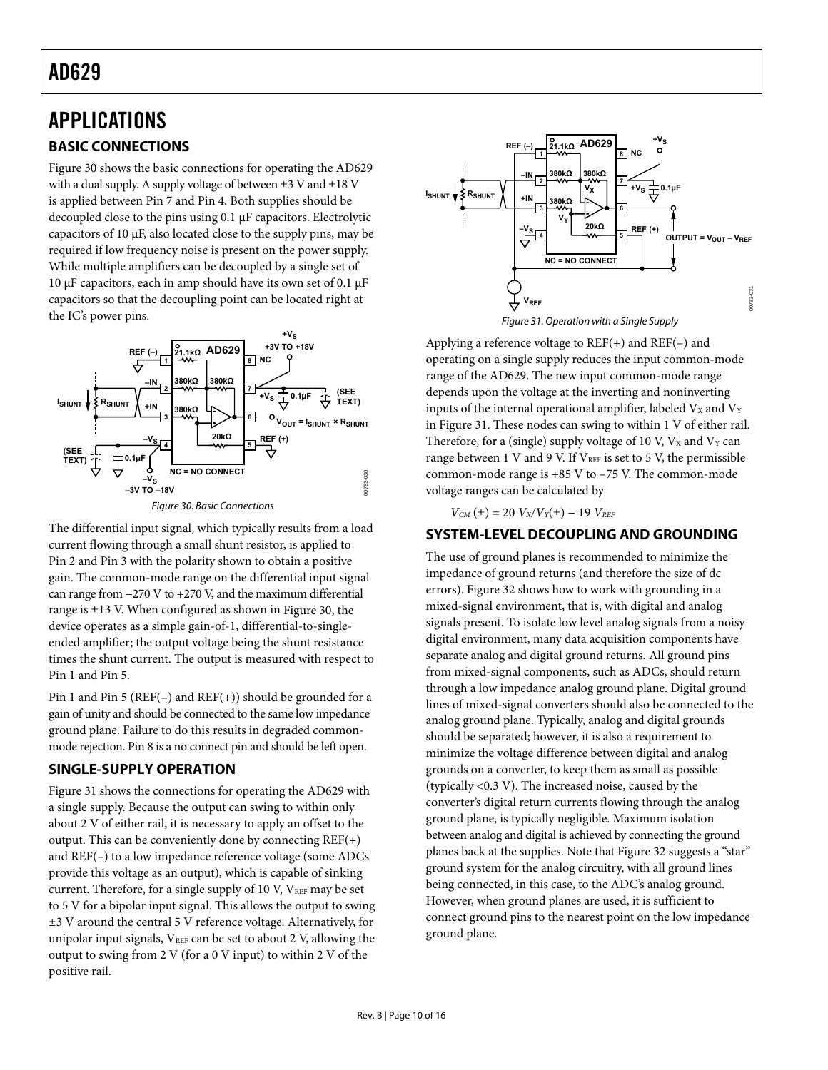# APPLICATIONS

## BASIC CONNECTIONS

Figure 30 shows the basic connections for operating the AD629 with a dual supply. A supply voltage of between ±3 V and ±18 V is applied between Pin 7 and Pin 4. Both supplies should be decoupled close to the pins using 0.1 μF capacitors. Electrolytic capacitors of 10 μF, also located close to the supply pins, may be required if low frequency noise is present on the power supply. While multiple amplifiers can be decoupled by a single set of 10 μF capacitors, each in amp should have its own set of 0.1 μF capacitors so that the decoupling point can be located right at the IC's power pins.

Figure 30. Basic Connections

The differential input signal, which typically results from a load current flowing through a small shunt resistor, is applied to Pin 2 and Pin 3 with the polarity shown to obtain a positive gain. The common-mode range on the differential input signal can range from −270 V to +270 V, and the maximum differential range is ±13 V. When configured as shown in Figure 30, the device operates as a simple gain-of-1, differential-to-single-ended amplifier; the output voltage being the shunt resistance times the shunt current. The output is measured with respect to Pin 1 and Pin 5.

Pin 1 and Pin 5 (REF(−) and REF(+)) should be grounded for a gain of unity and should be connected to the same low impedance ground plane. Failure to do this results in degraded common-mode rejection. Pin 8 is a no connect pin and should be left open.

## SINGLE-SUPPLY OPERATION

Figure 31 shows the connections for operating the AD629 with a single supply. Because the output can swing to within only about 2 V of either rail, it is necessary to apply an offset to the output. This can be conveniently done by connecting REF(+) and REF(−) to a low impedance reference voltage (some ADCs provide this voltage as an output), which is capable of sinking current. Therefore, for a single supply of 10 V, $V_{REF}$ may be set to 5 V for a bipolar input signal. This allows the output to swing ±3 V around the central 5 V reference voltage. Alternatively, for unipolar input signals, $V_{REF}$ can be set to about 2 V, allowing the output to swing from 2 V (for a 0 V input) to within 2 V of the positive rail.

Figure 31. Operation with a Single Supply

Applying a reference voltage to REF(+) and REF(−) and operating on a single supply reduces the input common-mode range of the AD629. The new input common-mode range depends upon the voltage at the inverting and noninverting inputs of the internal operational amplifier, labeled $V_X$ and $V_Y$ in Figure 31. These nodes can swing to within 1 V of either rail. Therefore, for a (single) supply voltage of 10 V, $V_X$ and $V_Y$ can range between 1 V and 9 V. If $V_{REF}$ is set to 5 V, the permissible common-mode range is +85 V to −75 V. The common-mode voltage ranges can be calculated by

$$V_{CM} (\pm) = 20\ V_X/V_Y(\pm) - 19\ V_{REF}$$

## SYSTEM-LEVEL DECOUPLING AND GROUNDING

The use of ground planes is recommended to minimize the impedance of ground returns (and therefore the size of dc errors). Figure 32 shows how to work with grounding in a mixed-signal environment, that is, with digital and analog signals present. To isolate low level analog signals from a noisy digital environment, many data acquisition components have separate analog and digital ground returns. All ground pins from mixed-signal components, such as ADCs, should return through a low impedance analog ground plane. Digital ground lines of mixed-signal converters should also be connected to the analog ground plane. Typically, analog and digital grounds should be separated; however, it is also a requirement to minimize the voltage difference between digital and analog grounds on a converter, to keep them as small as possible (typically <0.3 V). The increased noise, caused by the converter's digital return currents flowing through the analog ground plane, is typically negligible. Maximum isolation between analog and digital is achieved by connecting the ground planes back at the supplies. Note that Figure 32 suggests a "star" ground system for the analog circuitry, with all ground lines being connected, in this case, to the ADC's analog ground. However, when ground planes are used, it is sufficient to connect ground pins to the nearest point on the low impedance ground plane.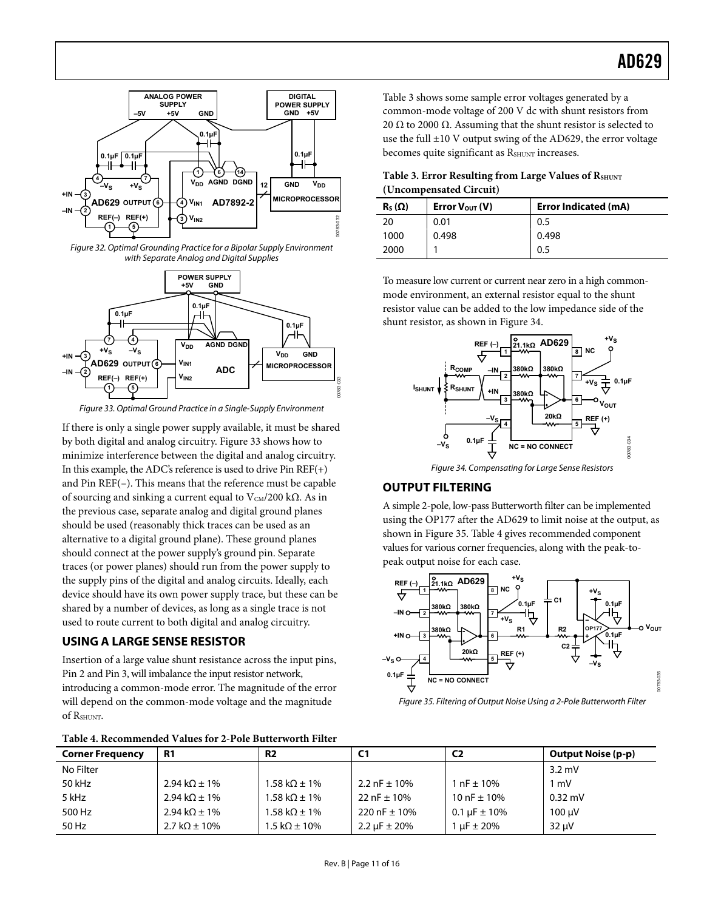Figure 32. Optimal Grounding Practice for a Bipolar Supply Environment with Separate Analog and Digital Supplies

Figure 33. Optimal Ground Practice in a Single-Supply Environment

If there is only a single power supply available, it must be shared by both digital and analog circuitry. Figure 33 shows how to minimize interference between the digital and analog circuitry. In this example, the ADC's reference is used to drive Pin REF(+) and Pin REF(−). This means that the reference must be capable of sourcing and sinking a current equal to $V_{CM}$/200 kΩ. As in the previous case, separate analog and digital ground planes should be used (reasonably thick traces can be used as an alternative to a digital ground plane). These ground planes should connect at the power supply's ground pin. Separate traces (or power planes) should run from the power supply to the supply pins of the digital and analog circuits. Ideally, each device should have its own power supply trace, but these can be shared by a number of devices, as long as a single trace is not used to route current to both digital and analog circuitry.

## USING A LARGE SENSE RESISTOR

Insertion of a large value shunt resistance across the input pins, Pin 2 and Pin 3, will imbalance the input resistor network, introducing a common-mode error. The magnitude of the error will depend on the common-mode voltage and the magnitude of $R_{SHUNT}$.

Table 3 shows some sample error voltages generated by a common-mode voltage of 200 V dc with shunt resistors from 20 Ω to 2000 Ω. Assuming that the shunt resistor is selected to use the full ±10 V output swing of the AD629, the error voltage becomes quite significant as $R_{SHUNT}$ increases.

**Table 3. Error Resulting from Large Values of $R_{SHUNT}$ (Uncompensated Circuit)**

| $R_S$ (Ω) | Error $V_{OUT}$ (V) | Error Indicated (mA) |
|---|---|---|
| 20 | 0.01 | 0.5 |
| 1000 | 0.498 | 0.498 |
| 2000 | 1 | 0.5 |

To measure low current or current near zero in a high common-mode environment, an external resistor equal to the shunt resistor value can be added to the low impedance side of the shunt resistor, as shown in Figure 34.

Figure 34. Compensating for Large Sense Resistors

## OUTPUT FILTERING

A simple 2-pole, low-pass Butterworth filter can be implemented using the OP177 after the AD629 to limit noise at the output, as shown in Figure 35. Table 4 gives recommended component values for various corner frequencies, along with the peak-to-peak output noise for each case.

Figure 35. Filtering of Output Noise Using a 2-Pole Butterworth Filter

**Table 4. Recommended Values for 2-Pole Butterworth Filter**

| Corner Frequency | R1 | R2 | C1 | C2 | Output Noise (p-p) |
|---|---|---|---|---|---|
| No Filter | | | | | 3.2 mV |
| 50 kHz | 2.94 kΩ ± 1% | 1.58 kΩ ± 1% | 2.2 nF ± 10% | 1 nF ± 10% | 1 mV |
| 5 kHz | 2.94 kΩ ± 1% | 1.58 kΩ ± 1% | 22 nF ± 10% | 10 nF ± 10% | 0.32 mV |
| 500 Hz | 2.94 kΩ ± 1% | 1.58 kΩ ± 1% | 220 nF ± 10% | 0.1 μF ± 10% | 100 μV |
| 50 Hz | 2.7 kΩ ± 10% | 1.5 kΩ ± 10% | 2.2 μF ± 20% | 1 μF ± 20% | 32 μV |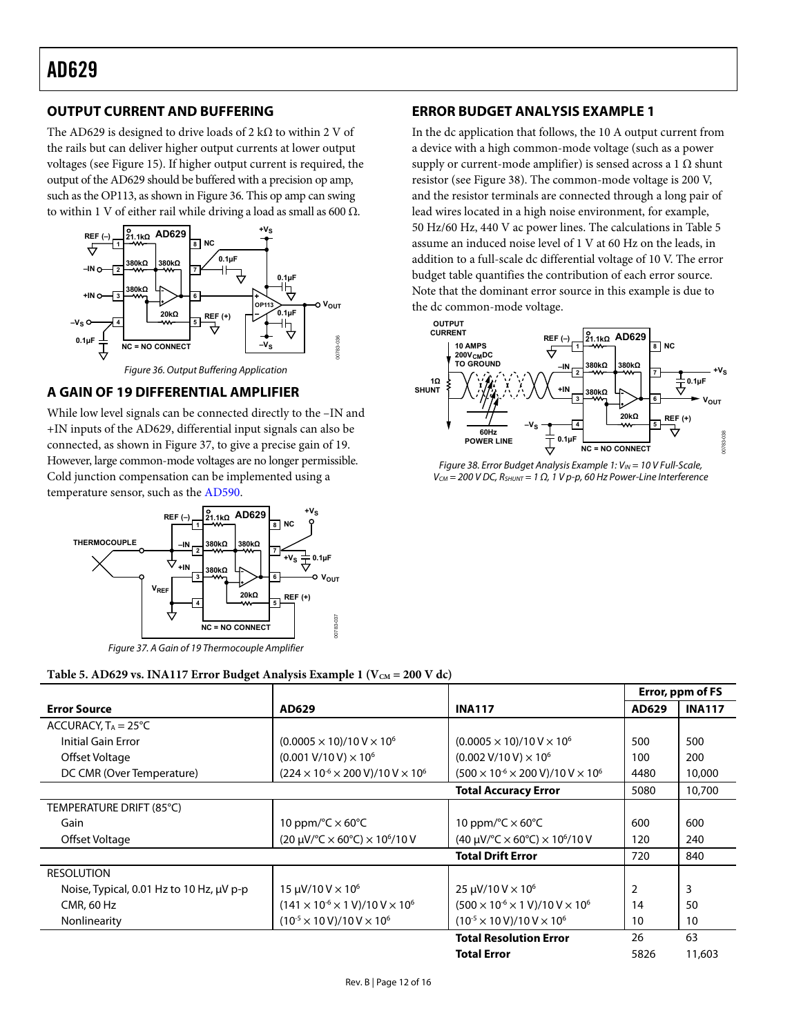## OUTPUT CURRENT AND BUFFERING

The AD629 is designed to drive loads of 2 kΩ to within 2 V of the rails but can deliver higher output currents at lower output voltages (see Figure 15). If higher output current is required, the output of the AD629 should be buffered with a precision op amp, such as the OP113, as shown in Figure 36. This op amp can swing to within 1 V of either rail while driving a load as small as 600 Ω.

Figure 36. Output Buffering Application

## A GAIN OF 19 DIFFERENTIAL AMPLIFIER

While low level signals can be connected directly to the –IN and +IN inputs of the AD629, differential input signals can also be connected, as shown in Figure 37, to give a precise gain of 19. However, large common-mode voltages are no longer permissible. Cold junction compensation can be implemented using a temperature sensor, such as the AD590.

Figure 37. A Gain of 19 Thermocouple Amplifier

## ERROR BUDGET ANALYSIS EXAMPLE 1

In the dc application that follows, the 10 A output current from a device with a high common-mode voltage (such as a power supply or current-mode amplifier) is sensed across a 1 Ω shunt resistor (see Figure 38). The common-mode voltage is 200 V, and the resistor terminals are connected through a long pair of lead wires located in a high noise environment, for example, 50 Hz/60 Hz, 440 V ac power lines. The calculations in Table 5 assume an induced noise level of 1 V at 60 Hz on the leads, in addition to a full-scale dc differential voltage of 10 V. The error budget table quantifies the contribution of each error source. Note that the dominant error source in this example is due to the dc common-mode voltage.

Figure 38. Error Budget Analysis Example 1: $V_{IN}$ = 10 V Full-Scale, $V_{CM}$ = 200 V DC, $R_{SHUNT}$ = 1 Ω, 1 V p-p, 60 Hz Power-Line Interference

**Table 5. AD629 vs. INA117 Error Budget Analysis Example 1 ($V_{CM}$ = 200 V dc)**

| | | | Error, ppm of FS | |
|---|---|---|---|---|
| **Error Source** | **AD629** | **INA117** | **AD629** | **INA117** |
| ACCURACY, $T_A$ = 25°C | | | | |
| Initial Gain Error | $(0.0005 \times 10)/10\text{ V} \times 10^6$ | $(0.0005 \times 10)/10\text{ V} \times 10^6$ | 500 | 500 |
| Offset Voltage | $(0.001\text{ V}/10\text{ V}) \times 10^6$ | $(0.002\text{ V}/10\text{ V}) \times 10^6$ | 100 | 200 |
| DC CMR (Over Temperature) | $(224 \times 10^{-6} \times 200\text{ V})/10\text{ V} \times 10^6$ | $(500 \times 10^{-6} \times 200\text{ V})/10\text{ V} \times 10^6$ | 4480 | 10,000 |
| | | **Total Accuracy Error** | 5080 | 10,700 |
| TEMPERATURE DRIFT (85°C) | | | | |
| Gain | 10 ppm/°C × 60°C | 10 ppm/°C × 60°C | 600 | 600 |
| Offset Voltage | $(20\text{ μV/°C} \times 60\text{°C}) \times 10^6/10\text{ V}$ | $(40\text{ μV/°C} \times 60\text{°C}) \times 10^6/10\text{ V}$ | 120 | 240 |
| | | **Total Drift Error** | 720 | 840 |
| RESOLUTION | | | | |
| Noise, Typical, 0.01 Hz to 10 Hz, μV p-p | $15\text{ μV}/10\text{ V} \times 10^6$ | $25\text{ μV}/10\text{ V} \times 10^6$ | 2 | 3 |
| CMR, 60 Hz | $(141 \times 10^{-6} \times 1\text{ V})/10\text{ V} \times 10^6$ | $(500 \times 10^{-6} \times 1\text{ V})/10\text{ V} \times 10^6$ | 14 | 50 |
| Nonlinearity | $(10^{-5} \times 10\text{ V})/10\text{ V} \times 10^6$ | $(10^{-5} \times 10\text{ V})/10\text{ V} \times 10^6$ | 10 | 10 |
| | | **Total Resolution Error** | 26 | 63 |
| | | **Total Error** | 5826 | 11,603 |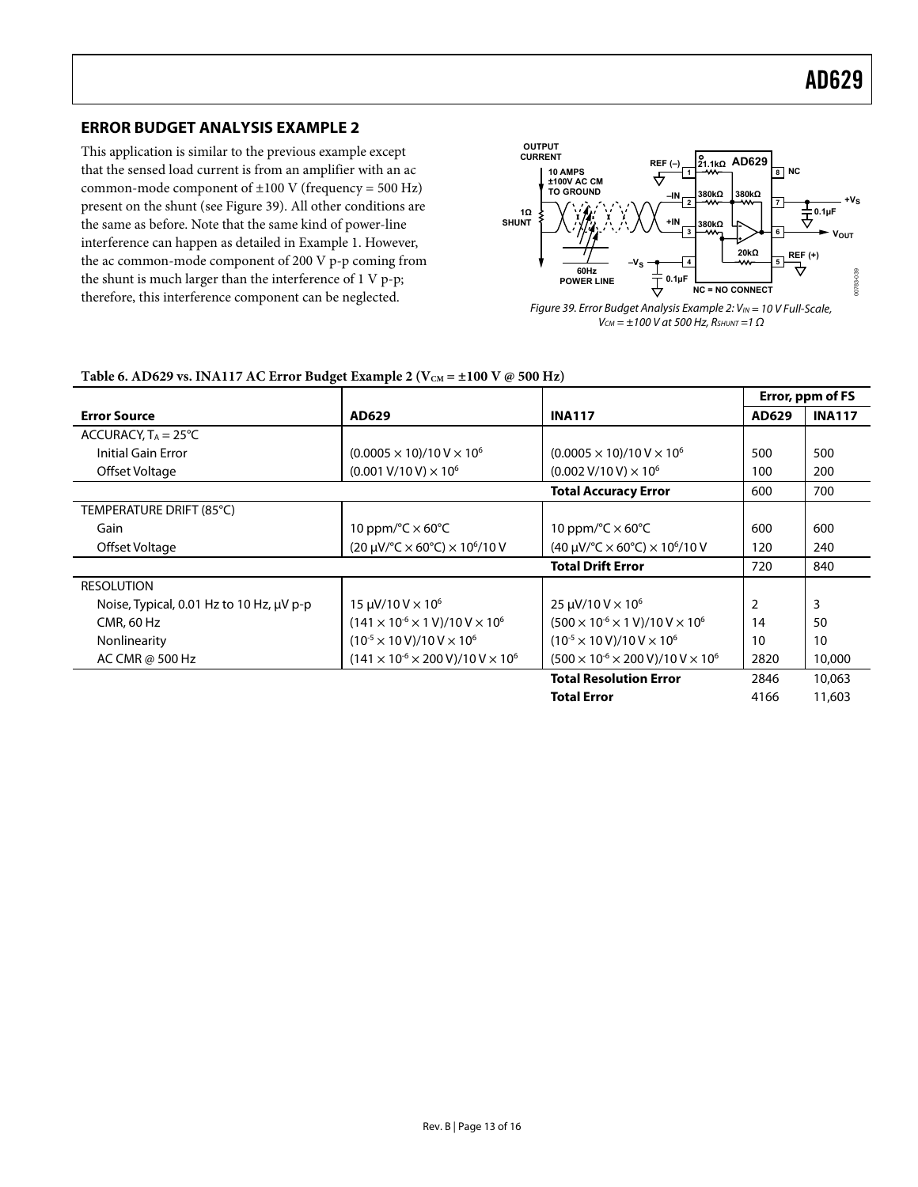## ERROR BUDGET ANALYSIS EXAMPLE 2

This application is similar to the previous example except that the sensed load current is from an amplifier with an ac common-mode component of ±100 V (frequency = 500 Hz) present on the shunt (see Figure 39). All other conditions are the same as before. Note that the same kind of power-line interference can happen as detailed in Example 1. However, the ac common-mode component of 200 V p-p coming from the shunt is much larger than the interference of 1 V p-p; therefore, this interference component can be neglected.

*Figure 39. Error Budget Analysis Example 2: $V_{IN}$ = 10 V Full-Scale, $V_{CM}$ = ±100 V at 500 Hz, $R_{SHUNT}$ = 1 Ω*

**Table 6. AD629 vs. INA117 AC Error Budget Example 2 ($V_{CM}$ = ±100 V @ 500 Hz)**

| | | | Error, ppm of FS | |
|---|---|---|---|---|
| **Error Source** | **AD629** | **INA117** | **AD629** | **INA117** |
| ACCURACY, $T_A$ = 25°C | | | | |
| Initial Gain Error | $(0.0005 \times 10)/10\ V \times 10^6$ | $(0.0005 \times 10)/10\ V \times 10^6$ | 500 | 500 |
| Offset Voltage | $(0.001\ V/10\ V) \times 10^6$ | $(0.002\ V/10\ V) \times 10^6$ | 100 | 200 |
| | | **Total Accuracy Error** | 600 | 700 |
| TEMPERATURE DRIFT (85°C) | | | | |
| Gain | 10 ppm/°C × 60°C | 10 ppm/°C × 60°C | 600 | 600 |
| Offset Voltage | $(20\ \mu V/°C \times 60°C) \times 10^6/10\ V$ | $(40\ \mu V/°C \times 60°C) \times 10^6/10\ V$ | 120 | 240 |
| | | **Total Drift Error** | 720 | 840 |
| RESOLUTION | | | | |
| Noise, Typical, 0.01 Hz to 10 Hz, μV p-p | $15\ \mu V/10\ V \times 10^6$ | $25\ \mu V/10\ V \times 10^6$ | 2 | 3 |
| CMR, 60 Hz | $(141 \times 10^{-6} \times 1\ V)/10\ V \times 10^6$ | $(500 \times 10^{-6} \times 1\ V)/10\ V \times 10^6$ | 14 | 50 |
| Nonlinearity | $(10^{-5} \times 10\ V)/10\ V \times 10^6$ | $(10^{-5} \times 10\ V)/10\ V \times 10^6$ | 10 | 10 |
| AC CMR @ 500 Hz | $(141 \times 10^{-6} \times 200\ V)/10\ V \times 10^6$ | $(500 \times 10^{-6} \times 200\ V)/10\ V \times 10^6$ | 2820 | 10,000 |
| | | **Total Resolution Error** | 2846 | 10,063 |
| | | **Total Error** | 4166 | 11,603 |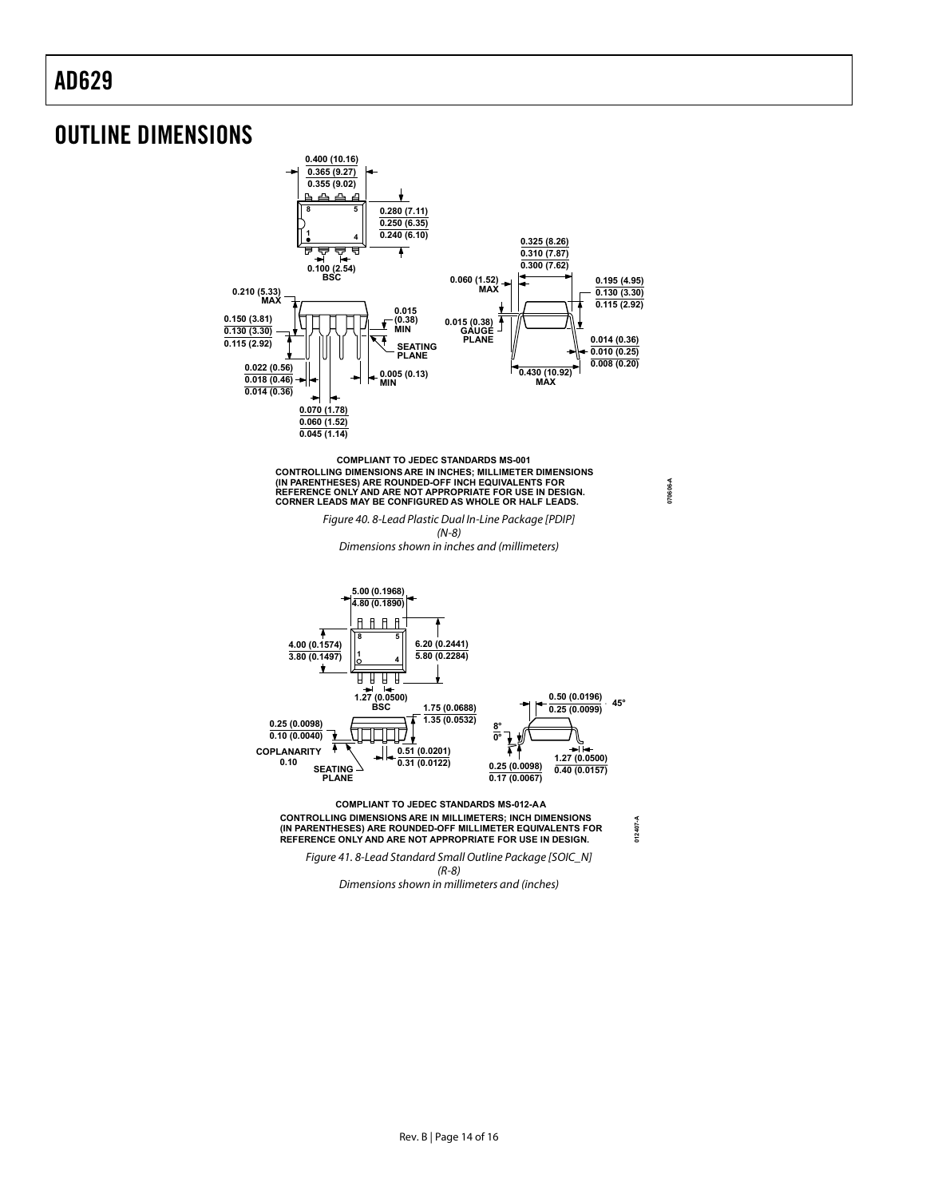# OUTLINE DIMENSIONS

COMPLIANT TO JEDEC STANDARDS MS-001
CONTROLLING DIMENSIONS ARE IN INCHES; MILLIMETER DIMENSIONS (IN PARENTHESES) ARE ROUNDED-OFF INCH EQUIVALENTS FOR REFERENCE ONLY AND ARE NOT APPROPRIATE FOR USE IN DESIGN.
CORNER LEADS MAY BE CONFIGURED AS WHOLE OR HALF LEADS.

*Figure 40. 8-Lead Plastic Dual In-Line Package [PDIP] (N-8) Dimensions shown in inches and (millimeters)*

COMPLIANT TO JEDEC STANDARDS MS-012-AA
CONTROLLING DIMENSIONS ARE IN MILLIMETERS; INCH DIMENSIONS (IN PARENTHESES) ARE ROUNDED-OFF MILLIMETER EQUIVALENTS FOR REFERENCE ONLY AND ARE NOT APPROPRIATE FOR USE IN DESIGN.

*Figure 41. 8-Lead Standard Small Outline Package [SOIC_N] (R-8) Dimensions shown in millimeters and (inches)*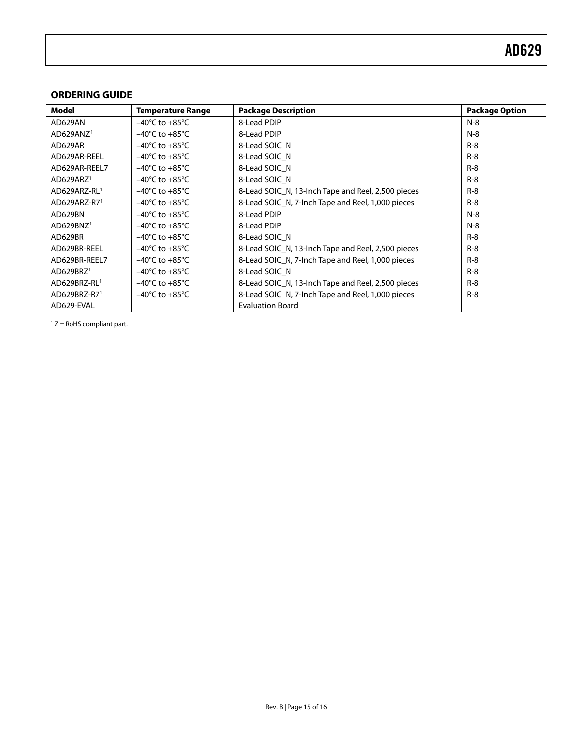## ORDERING GUIDE

| Model | Temperature Range | Package Description | Package Option |
|---|---|---|---|
| AD629AN | –40°C to +85°C | 8-Lead PDIP | N-8 |
| AD629ANZ[1] | –40°C to +85°C | 8-Lead PDIP | N-8 |
| AD629AR | –40°C to +85°C | 8-Lead SOIC_N | R-8 |
| AD629AR-REEL | –40°C to +85°C | 8-Lead SOIC_N | R-8 |
| AD629AR-REEL7 | –40°C to +85°C | 8-Lead SOIC_N | R-8 |
| AD629ARZ[1] | –40°C to +85°C | 8-Lead SOIC_N | R-8 |
| AD629ARZ-RL[1] | –40°C to +85°C | 8-Lead SOIC_N, 13-Inch Tape and Reel, 2,500 pieces | R-8 |
| AD629ARZ-R7[1] | –40°C to +85°C | 8-Lead SOIC_N, 7-Inch Tape and Reel, 1,000 pieces | R-8 |
| AD629BN | –40°C to +85°C | 8-Lead PDIP | N-8 |
| AD629BNZ[1] | –40°C to +85°C | 8-Lead PDIP | N-8 |
| AD629BR | –40°C to +85°C | 8-Lead SOIC_N | R-8 |
| AD629BR-REEL | –40°C to +85°C | 8-Lead SOIC_N, 13-Inch Tape and Reel, 2,500 pieces | R-8 |
| AD629BR-REEL7 | –40°C to +85°C | 8-Lead SOIC_N, 7-Inch Tape and Reel, 1,000 pieces | R-8 |
| AD629BRZ[1] | –40°C to +85°C | 8-Lead SOIC_N | R-8 |
| AD629BRZ-RL[1] | –40°C to +85°C | 8-Lead SOIC_N, 13-Inch Tape and Reel, 2,500 pieces | R-8 |
| AD629BRZ-R7[1] | –40°C to +85°C | 8-Lead SOIC_N, 7-Inch Tape and Reel, 1,000 pieces | R-8 |
| AD629-EVAL | | Evaluation Board | |

[1] Z = RoHS compliant part.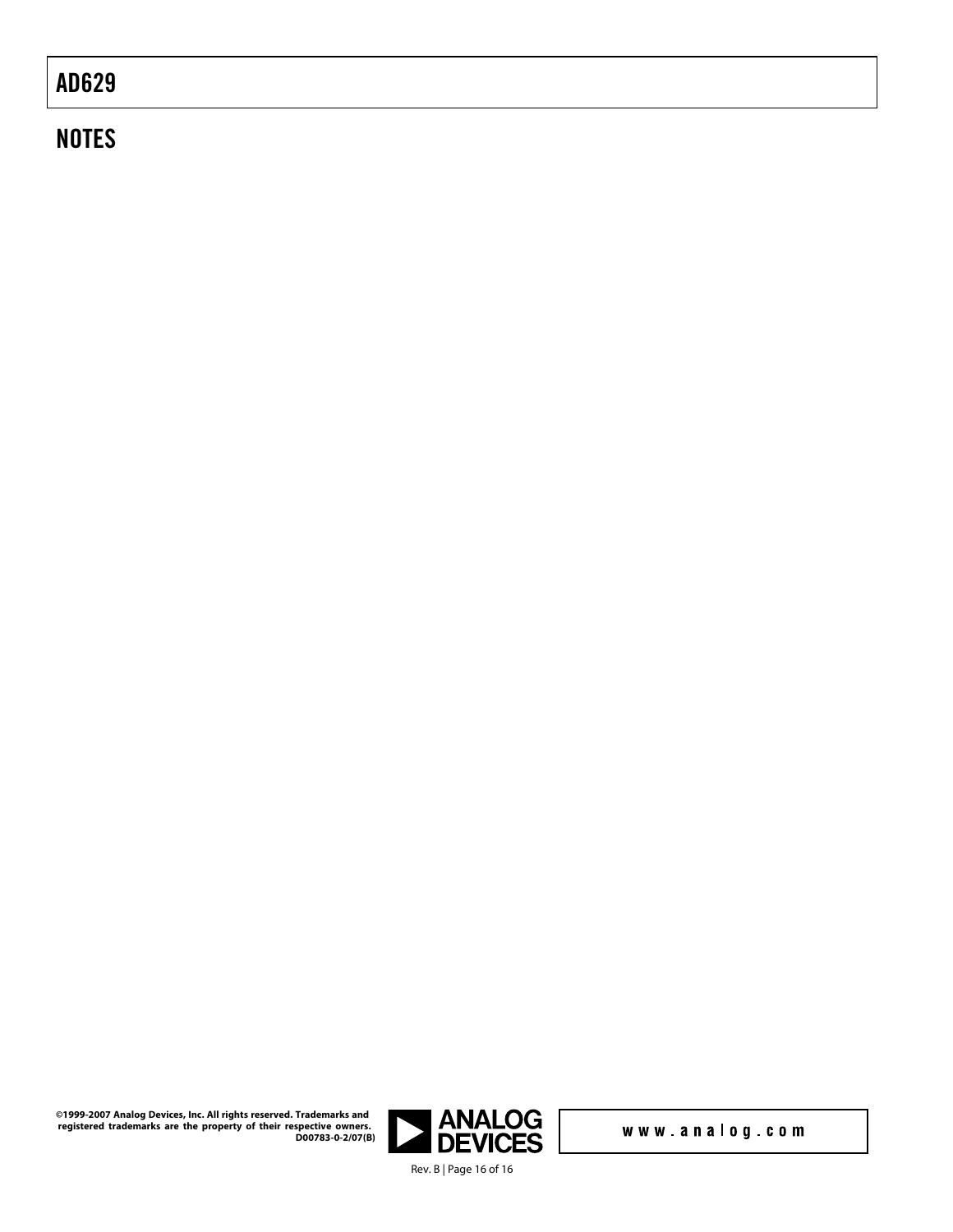## NOTES

©1999-2007 Analog Devices, Inc. All rights reserved. Trademarks and registered trademarks are the property of their respective owners.
D00783-0-2/07(B)

www.analog.com